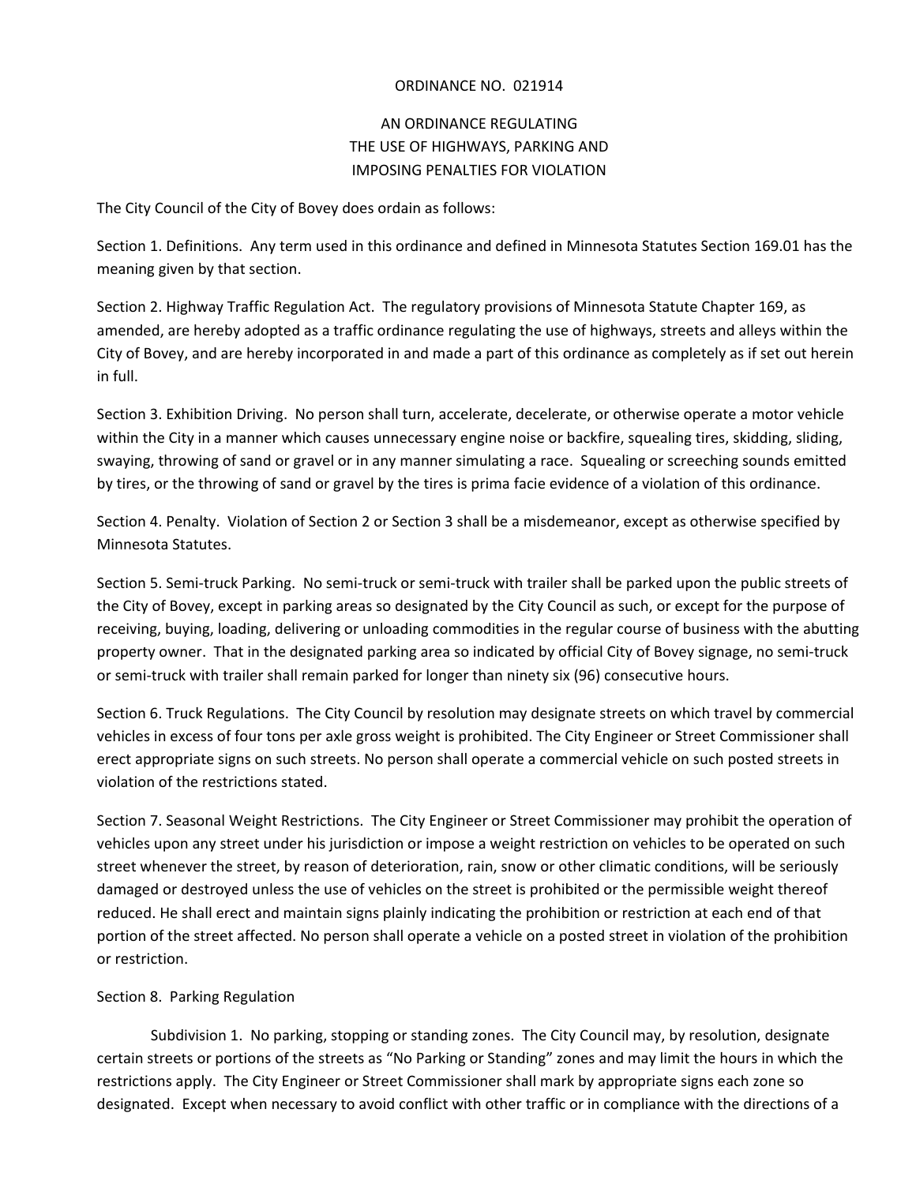# ORDINANCE NO. 021914

## AN ORDINANCE REGULATING THE USE OF HIGHWAYS, PARKING AND IMPOSING PENALTIES FOR VIOLATION

The City Council of the City of Bovey does ordain as follows:

Section 1. Definitions. Any term used in this ordinance and defined in Minnesota Statutes Section 169.01 has the meaning given by that section.

Section 2. Highway Traffic Regulation Act. The regulatory provisions of Minnesota Statute Chapter 169, as amended, are hereby adopted as a traffic ordinance regulating the use of highways, streets and alleys within the City of Bovey, and are hereby incorporated in and made a part of this ordinance as completely as if set out herein in full.

Section 3. Exhibition Driving. No person shall turn, accelerate, decelerate, or otherwise operate a motor vehicle within the City in a manner which causes unnecessary engine noise or backfire, squealing tires, skidding, sliding, swaying, throwing of sand or gravel or in any manner simulating a race. Squealing or screeching sounds emitted by tires, or the throwing of sand or gravel by the tires is prima facie evidence of a violation of this ordinance.

Section 4. Penalty. Violation of Section 2 or Section 3 shall be a misdemeanor, except as otherwise specified by Minnesota Statutes.

Section 5. Semi-truck Parking. No semi-truck or semi-truck with trailer shall be parked upon the public streets of the City of Bovey, except in parking areas so designated by the City Council as such, or except for the purpose of receiving, buying, loading, delivering or unloading commodities in the regular course of business with the abutting property owner. That in the designated parking area so indicated by official City of Bovey signage, no semi-truck or semi-truck with trailer shall remain parked for longer than ninety six (96) consecutive hours.

Section 6. Truck Regulations. The City Council by resolution may designate streets on which travel by commercial vehicles in excess of four tons per axle gross weight is prohibited. The City Engineer or Street Commissioner shall erect appropriate signs on such streets. No person shall operate a commercial vehicle on such posted streets in violation of the restrictions stated.

Section 7. Seasonal Weight Restrictions. The City Engineer or Street Commissioner may prohibit the operation of vehicles upon any street under his jurisdiction or impose a weight restriction on vehicles to be operated on such street whenever the street, by reason of deterioration, rain, snow or other climatic conditions, will be seriously damaged or destroyed unless the use of vehicles on the street is prohibited or the permissible weight thereof reduced. He shall erect and maintain signs plainly indicating the prohibition or restriction at each end of that portion of the street affected. No person shall operate a vehicle on a posted street in violation of the prohibition or restriction.

Section 8. Parking Regulation

Subdivision 1. No parking, stopping or standing zones. The City Council may, by resolution, designate certain streets or portions of the streets as "No Parking or Standing" zones and may limit the hours in which the restrictions apply. The City Engineer or Street Commissioner shall mark by appropriate signs each zone so designated. Except when necessary to avoid conflict with other traffic or in compliance with the directions of a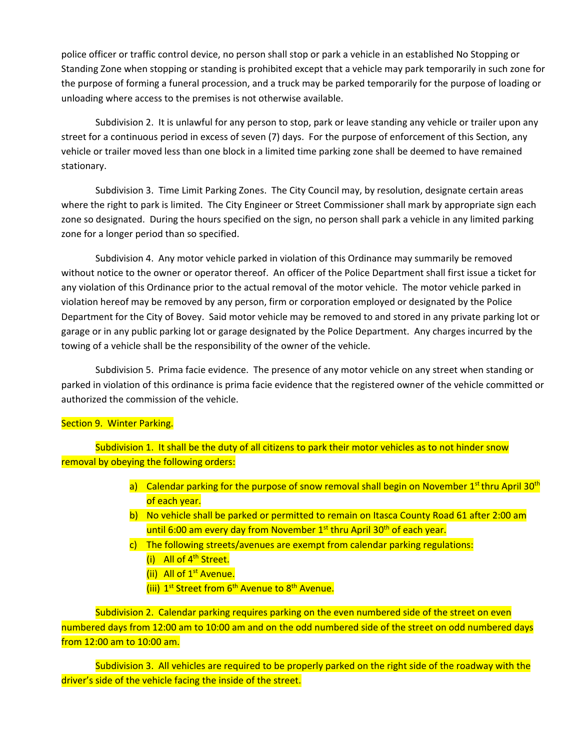police officer or traffic control device, no person shall stop or park a vehicle in an established No Stopping or Standing Zone when stopping or standing is prohibited except that a vehicle may park temporarily in such zone for the purpose of forming a funeral procession, and a truck may be parked temporarily for the purpose of loading or unloading where access to the premises is not otherwise available.

Subdivision 2. It is unlawful for any person to stop, park or leave standing any vehicle or trailer upon any street for a continuous period in excess of seven (7) days. For the purpose of enforcement of this Section, any vehicle or trailer moved less than one block in a limited time parking zone shall be deemed to have remained stationary.

Subdivision 3. Time Limit Parking Zones. The City Council may, by resolution, designate certain areas where the right to park is limited. The City Engineer or Street Commissioner shall mark by appropriate sign each zone so designated. During the hours specified on the sign, no person shall park a vehicle in any limited parking zone for a longer period than so specified.

Subdivision 4. Any motor vehicle parked in violation of this Ordinance may summarily be removed without notice to the owner or operator thereof. An officer of the Police Department shall first issue a ticket for any violation of this Ordinance prior to the actual removal of the motor vehicle. The motor vehicle parked in violation hereof may be removed by any person, firm or corporation employed or designated by the Police Department for the City of Bovey. Said motor vehicle may be removed to and stored in any private parking lot or garage or in any public parking lot or garage designated by the Police Department. Any charges incurred by the towing of a vehicle shall be the responsibility of the owner of the vehicle.

Subdivision 5. Prima facie evidence. The presence of any motor vehicle on any street when standing or parked in violation of this ordinance is prima facie evidence that the registered owner of the vehicle committed or authorized the commission of the vehicle.

Section 9. Winter Parking.

Subdivision 1. It shall be the duty of all citizens to park their motor vehicles as to not hinder snow removal by obeying the following orders:

a) Calendar parking for the purpose of snow removal shall begin on November 1st thru April 30th of each year.
b) No vehicle shall be parked or permitted to remain on Itasca County Road 61 after 2:00 am until 6:00 am every day from November 1st thru April 30th of each year.
c) The following streets/avenues are exempt from calendar parking regulations:
   (i) All of 4th Street.
   (ii) All of 1st Avenue.
   (iii) 1st Street from 6th Avenue to 8th Avenue.

Subdivision 2. Calendar parking requires parking on the even numbered side of the street on even numbered days from 12:00 am to 10:00 am and on the odd numbered side of the street on odd numbered days from 12:00 am to 10:00 am.

Subdivision 3. All vehicles are required to be properly parked on the right side of the roadway with the driver's side of the vehicle facing the inside of the street.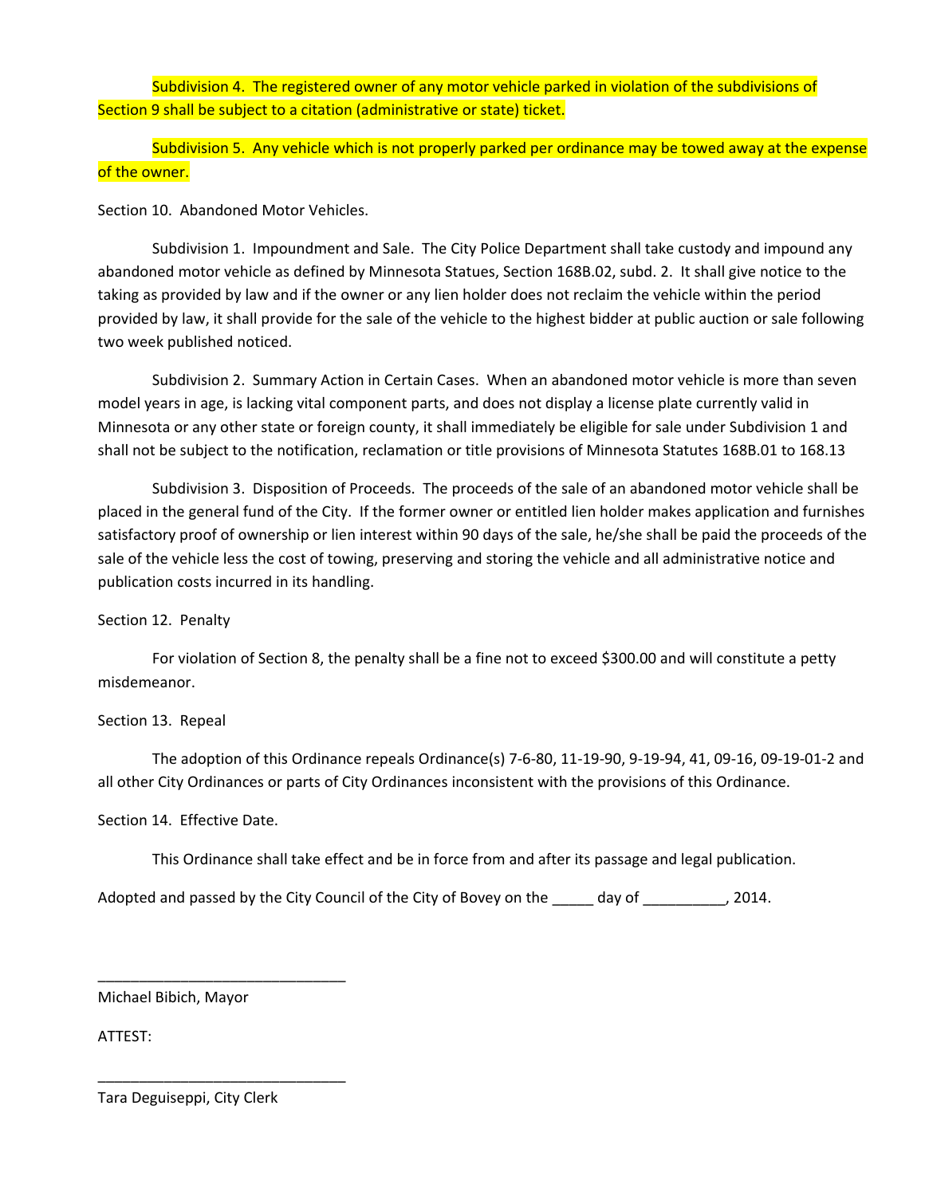Subdivision 4. The registered owner of any motor vehicle parked in violation of the subdivisions of Section 9 shall be subject to a citation (administrative or state) ticket.

Subdivision 5. Any vehicle which is not properly parked per ordinance may be towed away at the expense of the owner.

Section 10. Abandoned Motor Vehicles.

Subdivision 1. Impoundment and Sale. The City Police Department shall take custody and impound any abandoned motor vehicle as defined by Minnesota Statues, Section 168B.02, subd. 2. It shall give notice to the taking as provided by law and if the owner or any lien holder does not reclaim the vehicle within the period provided by law, it shall provide for the sale of the vehicle to the highest bidder at public auction or sale following two week published noticed.

Subdivision 2. Summary Action in Certain Cases. When an abandoned motor vehicle is more than seven model years in age, is lacking vital component parts, and does not display a license plate currently valid in Minnesota or any other state or foreign county, it shall immediately be eligible for sale under Subdivision 1 and shall not be subject to the notification, reclamation or title provisions of Minnesota Statutes 168B.01 to 168.13

Subdivision 3. Disposition of Proceeds. The proceeds of the sale of an abandoned motor vehicle shall be placed in the general fund of the City. If the former owner or entitled lien holder makes application and furnishes satisfactory proof of ownership or lien interest within 90 days of the sale, he/she shall be paid the proceeds of the sale of the vehicle less the cost of towing, preserving and storing the vehicle and all administrative notice and publication costs incurred in its handling.

Section 12. Penalty

For violation of Section 8, the penalty shall be a fine not to exceed $300.00 and will constitute a petty misdemeanor.

Section 13. Repeal

The adoption of this Ordinance repeals Ordinance(s) 7-6-80, 11-19-90, 9-19-94, 41, 09-16, 09-19-01-2 and all other City Ordinances or parts of City Ordinances inconsistent with the provisions of this Ordinance.

Section 14. Effective Date.

This Ordinance shall take effect and be in force from and after its passage and legal publication.

Adopted and passed by the City Council of the City of Bovey on the _____ day of __________, 2014.

_______________________________

Michael Bibich, Mayor

ATTEST:

_______________________________

Tara Deguiseppi, City Clerk